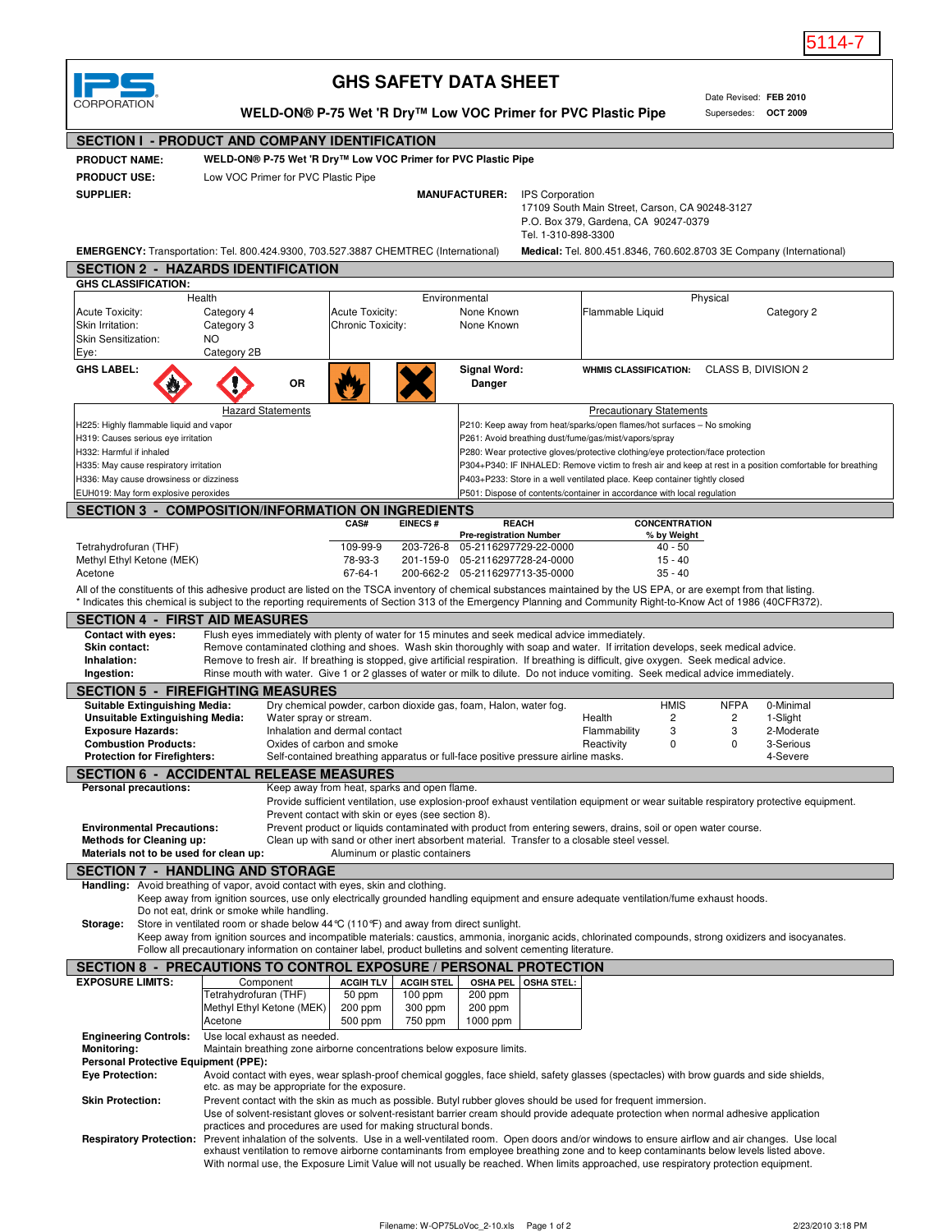5114-7

**IPS CORPORATION**

# GHS SAFETY DATA SHEET

## WELD-ON® P-75 Wet 'R Dry™ Low VOC Primer for PVC Plastic Pipe

Date Revised: **FEB 2010**
Supersedes: **OCT 2009**

## SECTION I - PRODUCT AND COMPANY IDENTIFICATION

**PRODUCT NAME:** WELD-ON® P-75 Wet 'R Dry™ Low VOC Primer for PVC Plastic Pipe

**PRODUCT USE:** Low VOC Primer for PVC Plastic Pipe

**SUPPLIER:**

**MANUFACTURER:** IPS Corporation
17109 South Main Street, Carson, CA 90248-3127
P.O. Box 379, Gardena, CA 90247-0379
Tel. 1-310-898-3300

**EMERGENCY:** Transportation: Tel. 800.424.9300, 703.527.3887 CHEMTREC (International)
**Medical:** Tel. 800.451.8346, 760.602.8703 3E Company (International)

## SECTION 2 - HAZARDS IDENTIFICATION

**GHS CLASSIFICATION:**

| Health | | Environmental | | Physical | |
|---|---|---|---|---|---|
| Acute Toxicity: | Category 4 | Acute Toxicity: | None Known | Flammable Liquid | Category 2 |
| Skin Irritation: | Category 3 | Chronic Toxicity: | None Known | | |
| Skin Sensitization: | NO | | | | |
| Eye: | Category 2B | | | | |

**GHS LABEL:** OR

**Signal Word:** Danger

**WHMIS CLASSIFICATION:** CLASS B, DIVISION 2

| Hazard Statements | Precautionary Statements |
|---|---|
| H225: Highly flammable liquid and vapor | P210: Keep away from heat/sparks/open flames/hot surfaces – No smoking |
| H319: Causes serious eye irritation | P261: Avoid breathing dust/fume/gas/mist/vapors/spray |
| H332: Harmful if inhaled | P280: Wear protective gloves/protective clothing/eye protection/face protection |
| H335: May cause respiratory irritation | P304+P340: IF INHALED: Remove victim to fresh air and keep at rest in a position comfortable for breathing |
| H336: May cause drowsiness or dizziness | P403+P233: Store in a well ventilated place. Keep container tightly closed |
| EUH019: May form explosive peroxides | P501: Dispose of contents/container in accordance with local regulation |

## SECTION 3 - COMPOSITION/INFORMATION ON INGREDIENTS

| | CAS# | EINECS # | REACH Pre-registration Number | CONCENTRATION % by Weight |
|---|---|---|---|---|
| Tetrahydrofuran (THF) | 109-99-9 | 203-726-8 | 05-2116297729-22-0000 | 40 - 50 |
| Methyl Ethyl Ketone (MEK) | 78-93-3 | 201-159-0 | 05-2116297728-24-0000 | 15 - 40 |
| Acetone | 67-64-1 | 200-662-2 | 05-2116297713-35-0000 | 35 - 40 |

All of the constituents of this adhesive product are listed on the TSCA inventory of chemical substances maintained by the US EPA, or are exempt from that listing.
\* Indicates this chemical is subject to the reporting requirements of Section 313 of the Emergency Planning and Community Right-to-Know Act of 1986 (40CFR372).

## SECTION 4 - FIRST AID MEASURES

**Contact with eyes:** Flush eyes immediately with plenty of water for 15 minutes and seek medical advice immediately.
**Skin contact:** Remove contaminated clothing and shoes. Wash skin thoroughly with soap and water. If irritation develops, seek medical advice.
**Inhalation:** Remove to fresh air. If breathing is stopped, give artificial respiration. If breathing is difficult, give oxygen. Seek medical advice.
**Ingestion:** Rinse mouth with water. Give 1 or 2 glasses of water or milk to dilute. Do not induce vomiting. Seek medical advice immediately.

## SECTION 5 - FIREFIGHTING MEASURES

**Suitable Extinguishing Media:** Dry chemical powder, carbon dioxide gas, foam, Halon, water fog.
**Unsuitable Extinguishing Media:** Water spray or stream.
**Exposure Hazards:** Inhalation and dermal contact
**Combustion Products:** Oxides of carbon and smoke
**Protection for Firefighters:** Self-contained breathing apparatus or full-face positive pressure airline masks.

| | HMIS | NFPA | |
|---|---|---|---|
| | | | 0-Minimal |
| Health | 2 | 2 | 1-Slight |
| Flammability | 3 | 3 | 2-Moderate |
| Reactivity | 0 | 0 | 3-Serious |
| | | | 4-Severe |

## SECTION 6 - ACCIDENTAL RELEASE MEASURES

**Personal precautions:** Keep away from heat, sparks and open flame.
Provide sufficient ventilation, use explosion-proof exhaust ventilation equipment or wear suitable respiratory protective equipment.
Prevent contact with skin or eyes (see section 8).
**Environmental Precautions:** Prevent product or liquids contaminated with product from entering sewers, drains, soil or open water course.
**Methods for Cleaning up:** Clean up with sand or other inert absorbent material. Transfer to a closable steel vessel.
**Materials not to be used for clean up:** Aluminum or plastic containers

## SECTION 7 - HANDLING AND STORAGE

**Handling:** Avoid breathing of vapor, avoid contact with eyes, skin and clothing.
Keep away from ignition sources, use only electrically grounded handling equipment and ensure adequate ventilation/fume exhaust hoods.
Do not eat, drink or smoke while handling.

**Storage:** Store in ventilated room or shade below 44°C (110°F) and away from direct sunlight.
Keep away from ignition sources and incompatible materials: caustics, ammonia, inorganic acids, chlorinated compounds, strong oxidizers and isocyanates.
Follow all precautionary information on container label, product bulletins and solvent cementing literature.

## SECTION 8 - PRECAUTIONS TO CONTROL EXPOSURE / PERSONAL PROTECTION

**EXPOSURE LIMITS:**

| Component | ACGIH TLV | ACGIH STEL | OSHA PEL | OSHA STEL: |
|---|---|---|---|---|
| Tetrahydrofuran (THF) | 50 ppm | 100 ppm | 200 ppm | |
| Methyl Ethyl Ketone (MEK) | 200 ppm | 300 ppm | 200 ppm | |
| Acetone | 500 ppm | 750 ppm | 1000 ppm | |

**Engineering Controls:** Use local exhaust as needed.
**Monitoring:** Maintain breathing zone airborne concentrations below exposure limits.
**Personal Protective Equipment (PPE):**
**Eye Protection:** Avoid contact with eyes, wear splash-proof chemical goggles, face shield, safety glasses (spectacles) with brow guards and side shields, etc. as may be appropriate for the exposure.
**Skin Protection:** Prevent contact with the skin as much as possible. Butyl rubber gloves should be used for frequent immersion.
Use of solvent-resistant gloves or solvent-resistant barrier cream should provide adequate protection when normal adhesive application practices and procedures are used for making structural bonds.
**Respiratory Protection:** Prevent inhalation of the solvents. Use in a well-ventilated room. Open doors and/or windows to ensure airflow and air changes. Use local exhaust ventilation to remove airborne contaminants from employee breathing zone and to keep contaminants below levels listed above.
With normal use, the Exposure Limit Value will not usually be reached. When limits approached, use respiratory protection equipment.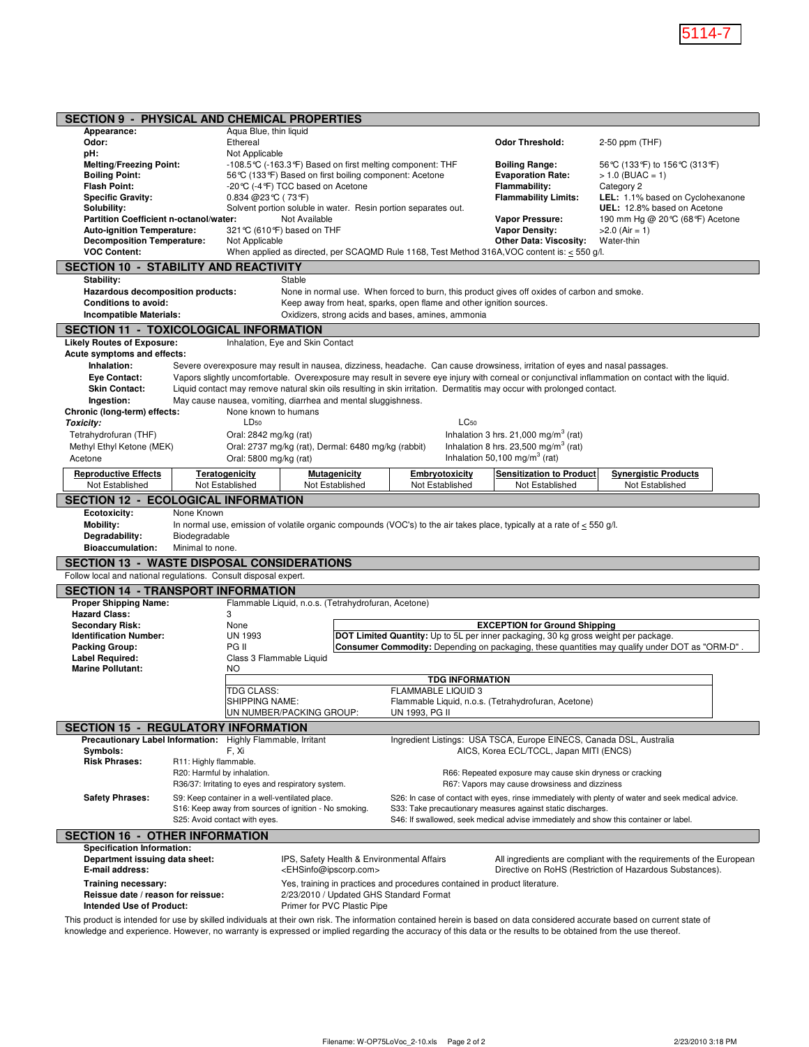5114-7

## SECTION 9 - PHYSICAL AND CHEMICAL PROPERTIES

| | | | |
|---|---|---|---|
| **Appearance:** | Aqua Blue, thin liquid | | |
| **Odor:** | Ethereal | **Odor Threshold:** | 2-50 ppm (THF) |
| **pH:** | Not Applicable | | |
| **Melting/Freezing Point:** | -108.5°C (-163.3°F) Based on first melting component: THF | **Boiling Range:** | 56°C (133°F) to 156°C (313°F) |
| **Boiling Point:** | 56°C (133°F) Based on first boiling component: Acetone | **Evaporation Rate:** | > 1.0 (BUAC = 1) |
| **Flash Point:** | -20°C (-4°F) TCC based on Acetone | **Flammability:** | Category 2 |
| **Specific Gravity:** | 0.834 @23°C ( 73°F) | **Flammability Limits:** | **LEL:** 1.1% based on Cyclohexanone |
| **Solubility:** | Solvent portion soluble in water. Resin portion separates out. | | **UEL:** 12.8% based on Acetone |
| **Partition Coefficient n-octanol/water:** | Not Available | **Vapor Pressure:** | 190 mm Hg @ 20°C (68°F) Acetone |
| **Auto-ignition Temperature:** | 321°C (610°F) based on THF | **Vapor Density:** | >2.0 (Air = 1) |
| **Decomposition Temperature:** | Not Applicable | **Other Data: Viscosity:** | Water-thin |
| **VOC Content:** | When applied as directed, per SCAQMD Rule 1168, Test Method 316A,VOC content is: ≤ 550 g/l. | | |

## SECTION 10 - STABILITY AND REACTIVITY

**Stability:** Stable

**Hazardous decomposition products:** None in normal use. When forced to burn, this product gives off oxides of carbon and smoke.

**Conditions to avoid:** Keep away from heat, sparks, open flame and other ignition sources.

**Incompatible Materials:** Oxidizers, strong acids and bases, amines, ammonia

## SECTION 11 - TOXICOLOGICAL INFORMATION

**Likely Routes of Exposure:** Inhalation, Eye and Skin Contact

**Acute symptoms and effects:**

**Inhalation:** Severe overexposure may result in nausea, dizziness, headache. Can cause drowsiness, irritation of eyes and nasal passages.

**Eye Contact:** Vapors slightly uncomfortable. Overexposure may result in severe eye injury with corneal or conjunctival inflammation on contact with the liquid.

**Skin Contact:** Liquid contact may remove natural skin oils resulting in skin irritation. Dermatitis may occur with prolonged contact.

**Ingestion:** May cause nausea, vomiting, diarrhea and mental sluggishness.

**Chronic (long-term) effects:** None known to humans

| ***Toxicity:*** | $LD_{50}$ | $LC_{50}$ |
|---|---|---|
| Tetrahydrofuran (THF) | Oral: 2842 mg/kg (rat) | Inhalation 3 hrs. 21,000 mg/m$^3$ (rat) |
| Methyl Ethyl Ketone (MEK) | Oral: 2737 mg/kg (rat), Dermal: 6480 mg/kg (rabbit) | Inhalation 8 hrs. 23,500 mg/m$^3$ (rat) |
| Acetone | Oral: 5800 mg/kg (rat) | Inhalation 50,100 mg/m$^3$ (rat) |

| Reproductive Effects | Teratogenicity | Mutagenicity | Embryotoxicity | Sensitization to Product | Synergistic Products |
|---|---|---|---|---|---|
| Not Established | Not Established | Not Established | Not Established | Not Established | Not Established |

## SECTION 12 - ECOLOGICAL INFORMATION

**Ecotoxicity:** None Known

**Mobility:** In normal use, emission of volatile organic compounds (VOC's) to the air takes place, typically at a rate of ≤ 550 g/l.

**Degradability:** Biodegradable

**Bioaccumulation:** Minimal to none.

## SECTION 13 - WASTE DISPOSAL CONSIDERATIONS

Follow local and national regulations. Consult disposal expert.

## SECTION 14 - TRANSPORT INFORMATION

**Proper Shipping Name:** Flammable Liquid, n.o.s. (Tetrahydrofuran, Acetone)

**Hazard Class:** 3

**Secondary Risk:** None

**Identification Number:** UN 1993

**Packing Group:** PG II

**Label Required:** Class 3 Flammable Liquid

**Marine Pollutant:** NO

**EXCEPTION for Ground Shipping**

**DOT Limited Quantity:** Up to 5L per inner packaging, 30 kg gross weight per package.

**Consumer Commodity:** Depending on packaging, these quantities may qualify under DOT as "ORM-D" .

| TDG INFORMATION | |
|---|---|
| TDG CLASS: | FLAMMABLE LIQUID 3 |
| SHIPPING NAME: | Flammable Liquid, n.o.s. (Tetrahydrofuran, Acetone) |
| UN NUMBER/PACKING GROUP: | UN 1993, PG II |

## SECTION 15 - REGULATORY INFORMATION

**Precautionary Label Information:** Highly Flammable, Irritant

Ingredient Listings: USA TSCA, Europe EINECS, Canada DSL, Australia AICS, Korea ECL/TCCL, Japan MITI (ENCS)

**Symbols:** F, Xi

**Risk Phrases:**
- R11: Highly flammable.
- R20: Harmful by inhalation.
- R36/37: Irritating to eyes and respiratory system.
- R66: Repeated exposure may cause skin dryness or cracking
- R67: Vapors may cause drowsiness and dizziness

**Safety Phrases:**
- S9: Keep container in a well-ventilated place.
- S16: Keep away from sources of ignition - No smoking.
- S25: Avoid contact with eyes.
- S26: In case of contact with eyes, rinse immediately with plenty of water and seek medical advice.
- S33: Take precautionary measures against static discharges.
- S46: If swallowed, seek medical advise immediately and show this container or label.

## SECTION 16 - OTHER INFORMATION

**Specification Information:**

**Department issuing data sheet:** IPS, Safety Health & Environmental Affairs

**E-mail address:** <EHSinfo@ipscorp.com>

All ingredients are compliant with the requirements of the European Directive on RoHS (Restriction of Hazardous Substances).

**Training necessary:** Yes, training in practices and procedures contained in product literature.

**Reissue date / reason for reissue:** 2/23/2010 / Updated GHS Standard Format

**Intended Use of Product:** Primer for PVC Plastic Pipe

This product is intended for use by skilled individuals at their own risk. The information contained herein is based on data considered accurate based on current state of knowledge and experience. However, no warranty is expressed or implied regarding the accuracy of this data or the results to be obtained from the use thereof.